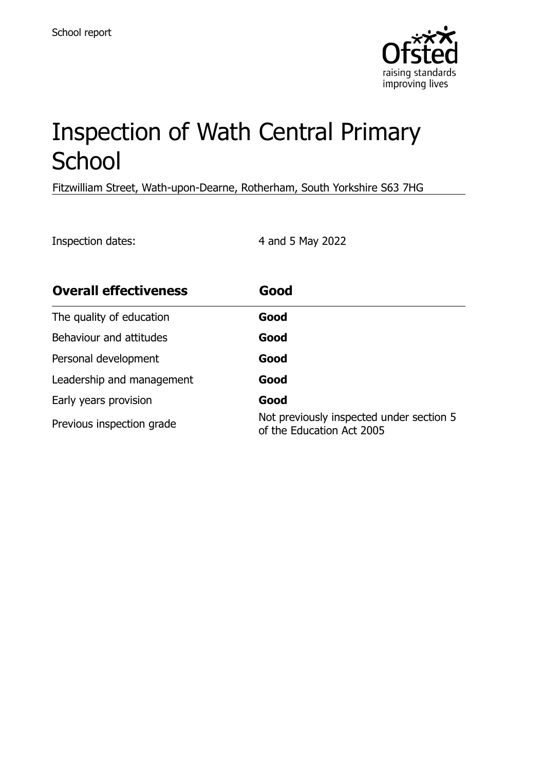School report

# Inspection of Wath Central Primary School

Fitzwilliam Street, Wath-upon-Dearne, Rotherham, South Yorkshire S63 7HG

Inspection dates: 4 and 5 May 2022

| **Overall effectiveness** | **Good** |
|---|---|
| The quality of education | **Good** |
| Behaviour and attitudes | **Good** |
| Personal development | **Good** |
| Leadership and management | **Good** |
| Early years provision | **Good** |
| Previous inspection grade | Not previously inspected under section 5 of the Education Act 2005 |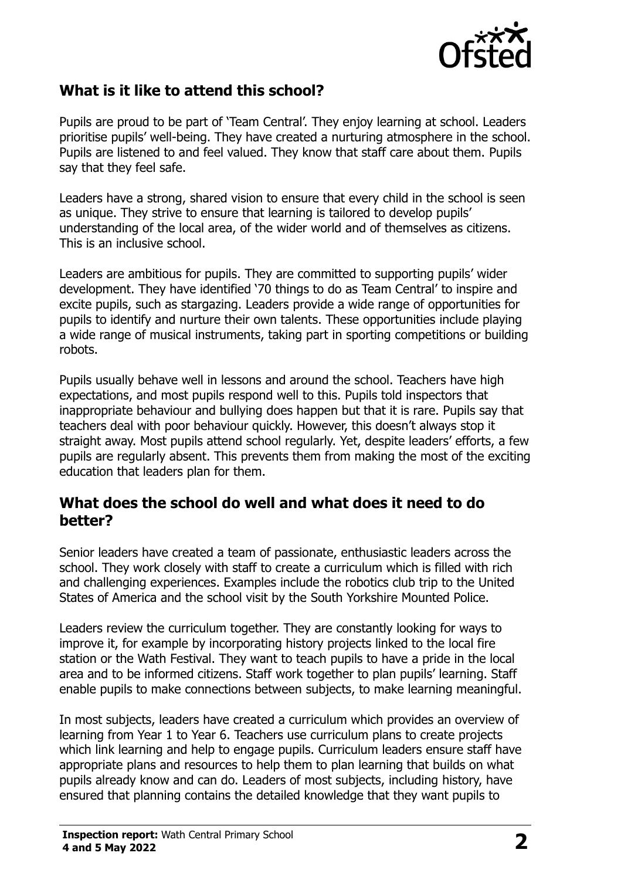## What is it like to attend this school?

Pupils are proud to be part of 'Team Central'. They enjoy learning at school. Leaders prioritise pupils' well-being. They have created a nurturing atmosphere in the school. Pupils are listened to and feel valued. They know that staff care about them. Pupils say that they feel safe.

Leaders have a strong, shared vision to ensure that every child in the school is seen as unique. They strive to ensure that learning is tailored to develop pupils' understanding of the local area, of the wider world and of themselves as citizens. This is an inclusive school.

Leaders are ambitious for pupils. They are committed to supporting pupils' wider development. They have identified '70 things to do as Team Central' to inspire and excite pupils, such as stargazing. Leaders provide a wide range of opportunities for pupils to identify and nurture their own talents. These opportunities include playing a wide range of musical instruments, taking part in sporting competitions or building robots.

Pupils usually behave well in lessons and around the school. Teachers have high expectations, and most pupils respond well to this. Pupils told inspectors that inappropriate behaviour and bullying does happen but that it is rare. Pupils say that teachers deal with poor behaviour quickly. However, this doesn't always stop it straight away. Most pupils attend school regularly. Yet, despite leaders' efforts, a few pupils are regularly absent. This prevents them from making the most of the exciting education that leaders plan for them.

## What does the school do well and what does it need to do better?

Senior leaders have created a team of passionate, enthusiastic leaders across the school. They work closely with staff to create a curriculum which is filled with rich and challenging experiences. Examples include the robotics club trip to the United States of America and the school visit by the South Yorkshire Mounted Police.

Leaders review the curriculum together. They are constantly looking for ways to improve it, for example by incorporating history projects linked to the local fire station or the Wath Festival. They want to teach pupils to have a pride in the local area and to be informed citizens. Staff work together to plan pupils' learning. Staff enable pupils to make connections between subjects, to make learning meaningful.

In most subjects, leaders have created a curriculum which provides an overview of learning from Year 1 to Year 6. Teachers use curriculum plans to create projects which link learning and help to engage pupils. Curriculum leaders ensure staff have appropriate plans and resources to help them to plan learning that builds on what pupils already know and can do. Leaders of most subjects, including history, have ensured that planning contains the detailed knowledge that they want pupils to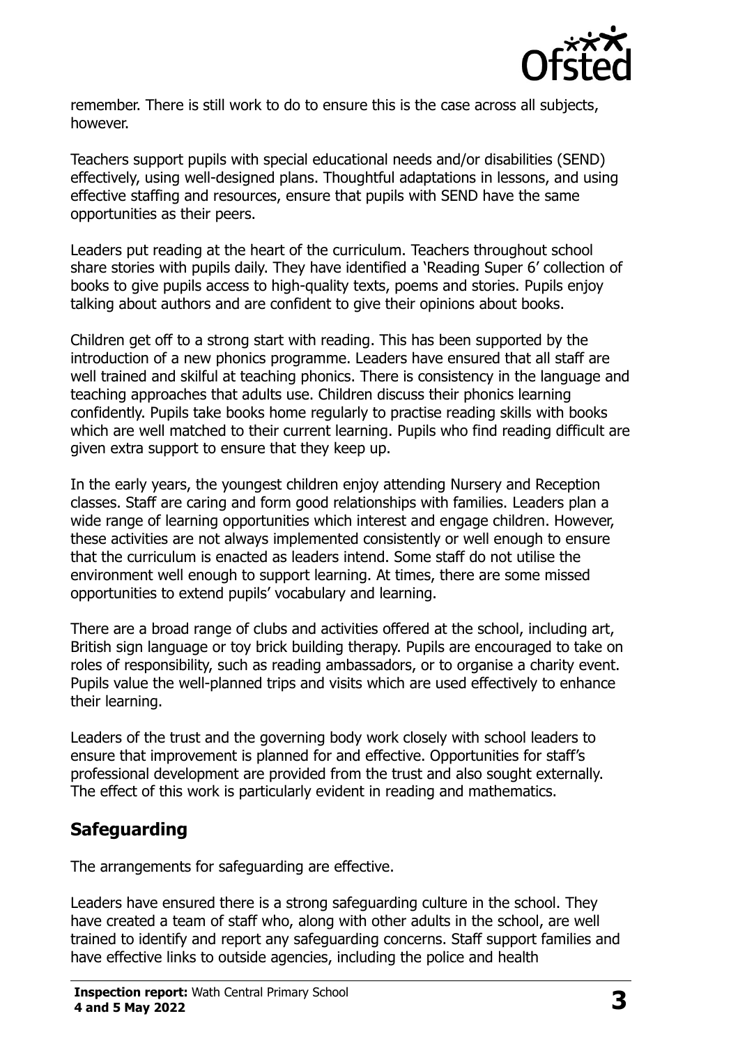remember. There is still work to do to ensure this is the case across all subjects, however.

Teachers support pupils with special educational needs and/or disabilities (SEND) effectively, using well-designed plans. Thoughtful adaptations in lessons, and using effective staffing and resources, ensure that pupils with SEND have the same opportunities as their peers.

Leaders put reading at the heart of the curriculum. Teachers throughout school share stories with pupils daily. They have identified a 'Reading Super 6' collection of books to give pupils access to high-quality texts, poems and stories. Pupils enjoy talking about authors and are confident to give their opinions about books.

Children get off to a strong start with reading. This has been supported by the introduction of a new phonics programme. Leaders have ensured that all staff are well trained and skilful at teaching phonics. There is consistency in the language and teaching approaches that adults use. Children discuss their phonics learning confidently. Pupils take books home regularly to practise reading skills with books which are well matched to their current learning. Pupils who find reading difficult are given extra support to ensure that they keep up.

In the early years, the youngest children enjoy attending Nursery and Reception classes. Staff are caring and form good relationships with families. Leaders plan a wide range of learning opportunities which interest and engage children. However, these activities are not always implemented consistently or well enough to ensure that the curriculum is enacted as leaders intend. Some staff do not utilise the environment well enough to support learning. At times, there are some missed opportunities to extend pupils' vocabulary and learning.

There are a broad range of clubs and activities offered at the school, including art, British sign language or toy brick building therapy. Pupils are encouraged to take on roles of responsibility, such as reading ambassadors, or to organise a charity event. Pupils value the well-planned trips and visits which are used effectively to enhance their learning.

Leaders of the trust and the governing body work closely with school leaders to ensure that improvement is planned for and effective. Opportunities for staff's professional development are provided from the trust and also sought externally. The effect of this work is particularly evident in reading and mathematics.

## Safeguarding

The arrangements for safeguarding are effective.

Leaders have ensured there is a strong safeguarding culture in the school. They have created a team of staff who, along with other adults in the school, are well trained to identify and report any safeguarding concerns. Staff support families and have effective links to outside agencies, including the police and health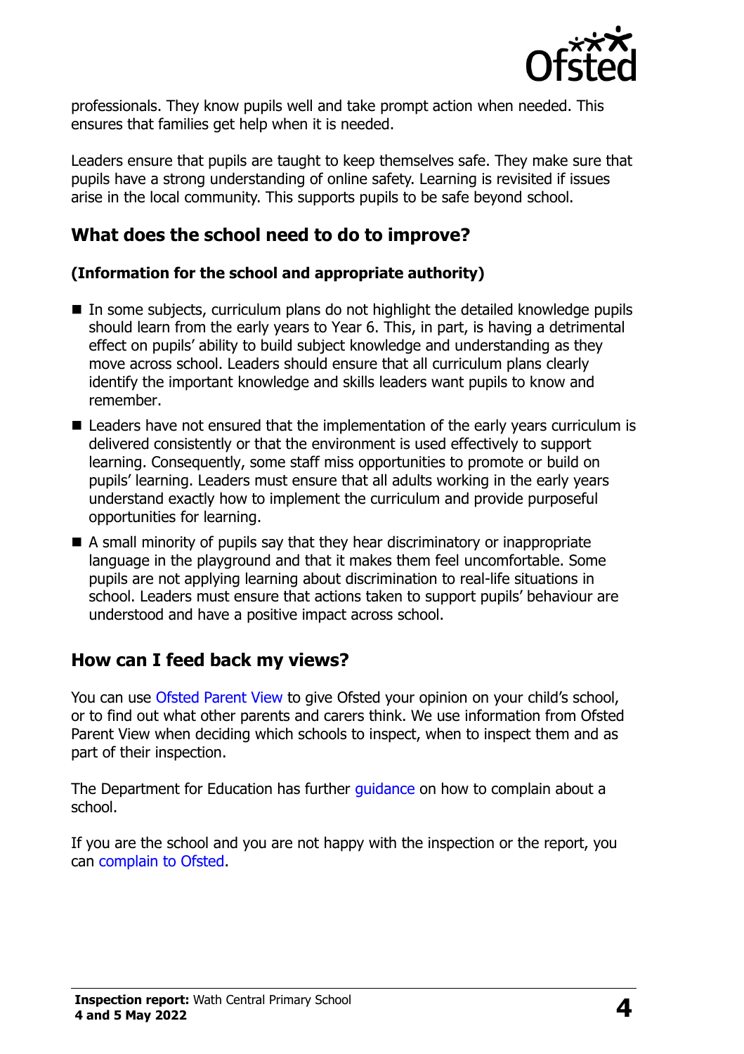professionals. They know pupils well and take prompt action when needed. This ensures that families get help when it is needed.

Leaders ensure that pupils are taught to keep themselves safe. They make sure that pupils have a strong understanding of online safety. Learning is revisited if issues arise in the local community. This supports pupils to be safe beyond school.

## What does the school need to do to improve?

**(Information for the school and appropriate authority)**

- In some subjects, curriculum plans do not highlight the detailed knowledge pupils should learn from the early years to Year 6. This, in part, is having a detrimental effect on pupils' ability to build subject knowledge and understanding as they move across school. Leaders should ensure that all curriculum plans clearly identify the important knowledge and skills leaders want pupils to know and remember.
- Leaders have not ensured that the implementation of the early years curriculum is delivered consistently or that the environment is used effectively to support learning. Consequently, some staff miss opportunities to promote or build on pupils' learning. Leaders must ensure that all adults working in the early years understand exactly how to implement the curriculum and provide purposeful opportunities for learning.
- A small minority of pupils say that they hear discriminatory or inappropriate language in the playground and that it makes them feel uncomfortable. Some pupils are not applying learning about discrimination to real-life situations in school. Leaders must ensure that actions taken to support pupils' behaviour are understood and have a positive impact across school.

## How can I feed back my views?

You can use Ofsted Parent View to give Ofsted your opinion on your child's school, or to find out what other parents and carers think. We use information from Ofsted Parent View when deciding which schools to inspect, when to inspect them and as part of their inspection.

The Department for Education has further guidance on how to complain about a school.

If you are the school and you are not happy with the inspection or the report, you can complain to Ofsted.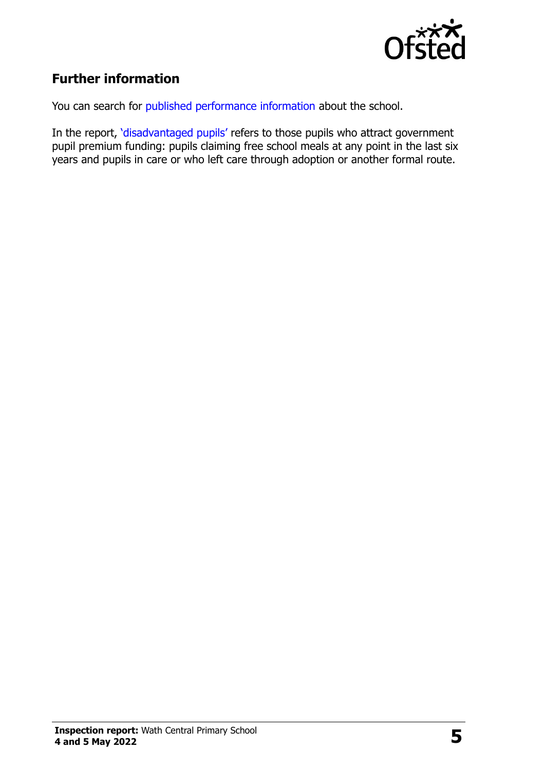## Further information

You can search for published performance information about the school.

In the report, 'disadvantaged pupils' refers to those pupils who attract government pupil premium funding: pupils claiming free school meals at any point in the last six years and pupils in care or who left care through adoption or another formal route.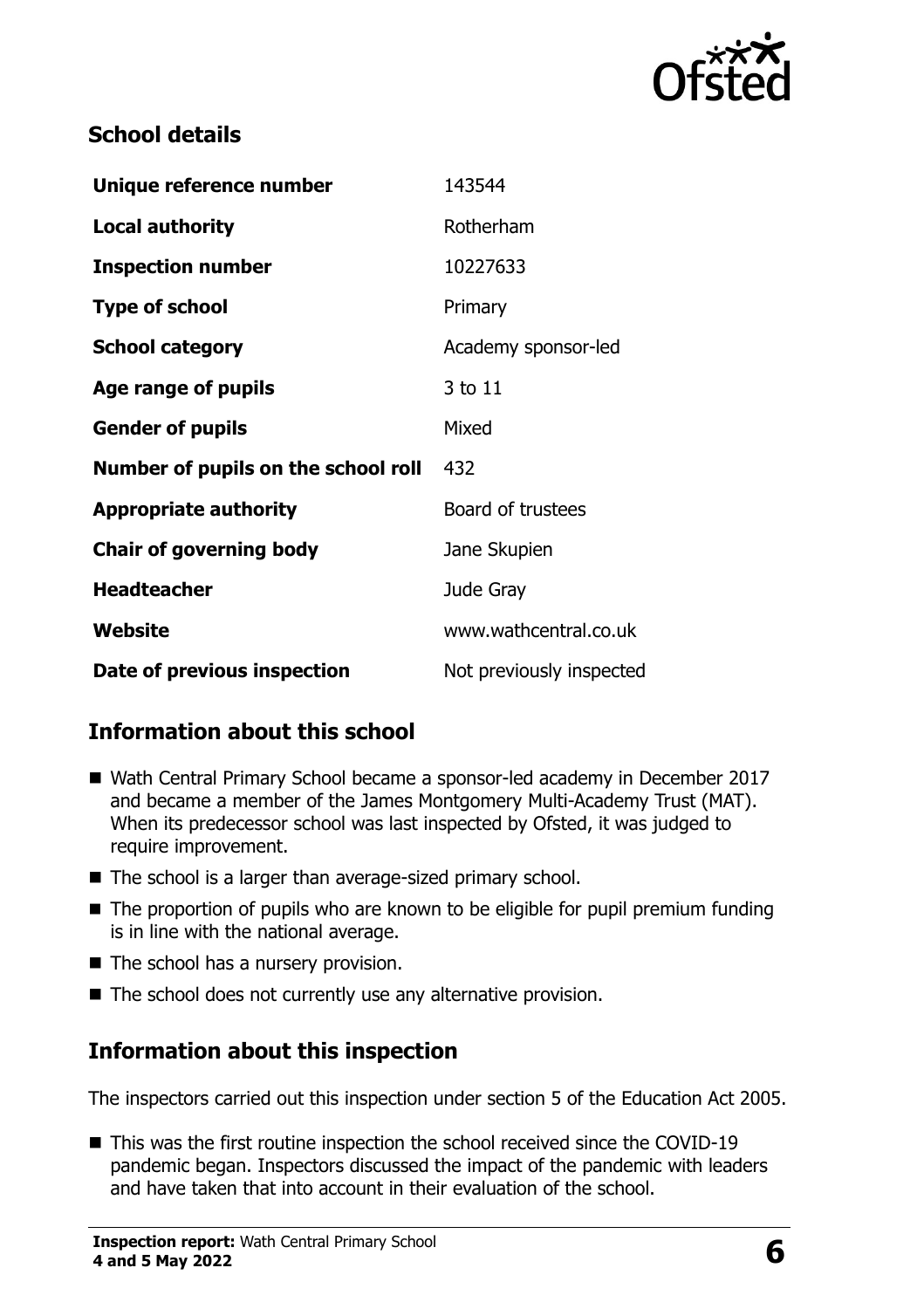## School details

| | |
|---|---|
| **Unique reference number** | 143544 |
| **Local authority** | Rotherham |
| **Inspection number** | 10227633 |
| **Type of school** | Primary |
| **School category** | Academy sponsor-led |
| **Age range of pupils** | 3 to 11 |
| **Gender of pupils** | Mixed |
| **Number of pupils on the school roll** | 432 |
| **Appropriate authority** | Board of trustees |
| **Chair of governing body** | Jane Skupien |
| **Headteacher** | Jude Gray |
| **Website** | www.wathcentral.co.uk |
| **Date of previous inspection** | Not previously inspected |

## Information about this school

- Wath Central Primary School became a sponsor-led academy in December 2017 and became a member of the James Montgomery Multi-Academy Trust (MAT). When its predecessor school was last inspected by Ofsted, it was judged to require improvement.
- The school is a larger than average-sized primary school.
- The proportion of pupils who are known to be eligible for pupil premium funding is in line with the national average.
- The school has a nursery provision.
- The school does not currently use any alternative provision.

## Information about this inspection

The inspectors carried out this inspection under section 5 of the Education Act 2005.

- This was the first routine inspection the school received since the COVID-19 pandemic began. Inspectors discussed the impact of the pandemic with leaders and have taken that into account in their evaluation of the school.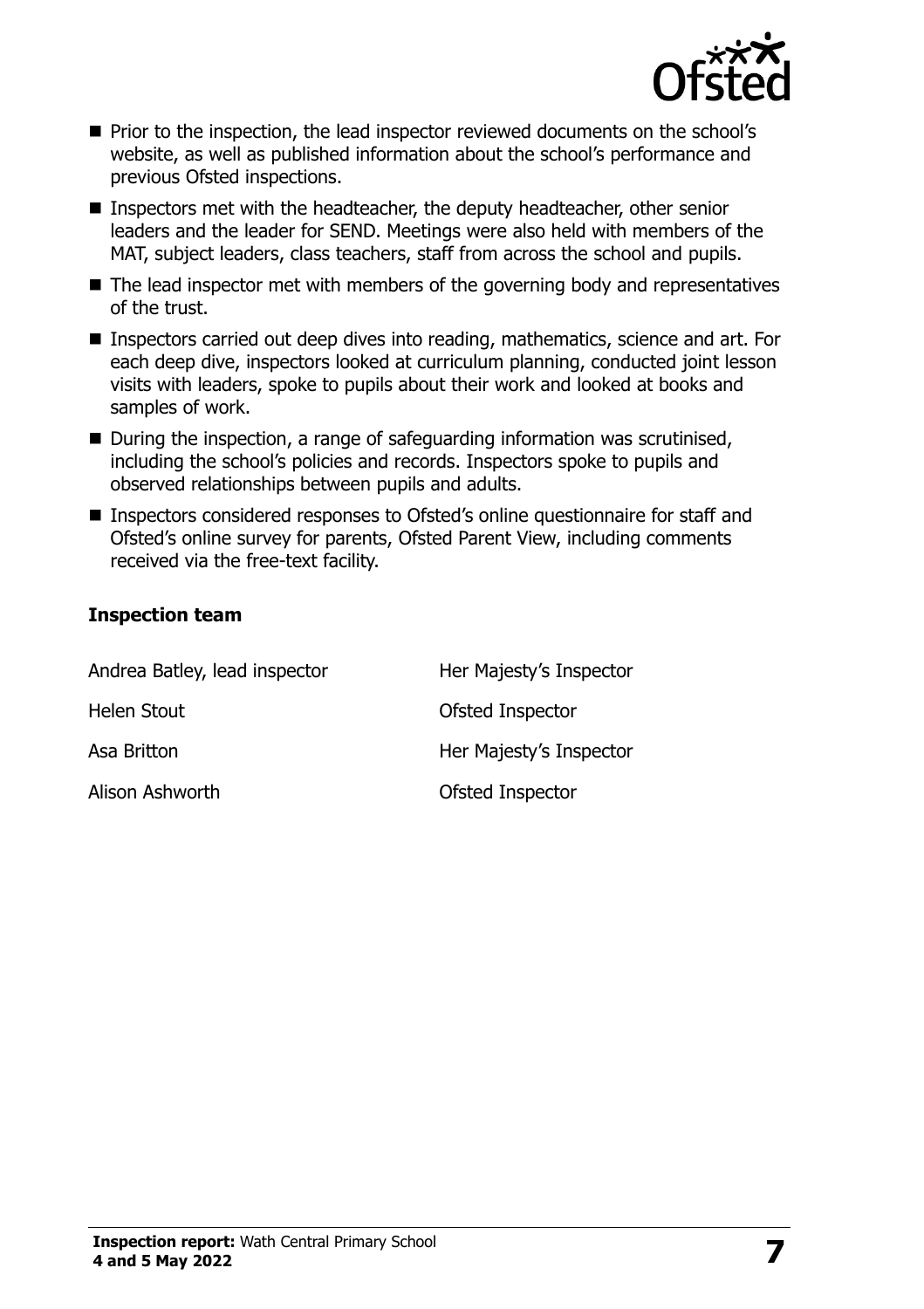- Prior to the inspection, the lead inspector reviewed documents on the school's website, as well as published information about the school's performance and previous Ofsted inspections.
- Inspectors met with the headteacher, the deputy headteacher, other senior leaders and the leader for SEND. Meetings were also held with members of the MAT, subject leaders, class teachers, staff from across the school and pupils.
- The lead inspector met with members of the governing body and representatives of the trust.
- Inspectors carried out deep dives into reading, mathematics, science and art. For each deep dive, inspectors looked at curriculum planning, conducted joint lesson visits with leaders, spoke to pupils about their work and looked at books and samples of work.
- During the inspection, a range of safeguarding information was scrutinised, including the school's policies and records. Inspectors spoke to pupils and observed relationships between pupils and adults.
- Inspectors considered responses to Ofsted's online questionnaire for staff and Ofsted's online survey for parents, Ofsted Parent View, including comments received via the free-text facility.

### Inspection team

| | |
|---|---|
| Andrea Batley, lead inspector | Her Majesty's Inspector |
| Helen Stout | Ofsted Inspector |
| Asa Britton | Her Majesty's Inspector |
| Alison Ashworth | Ofsted Inspector |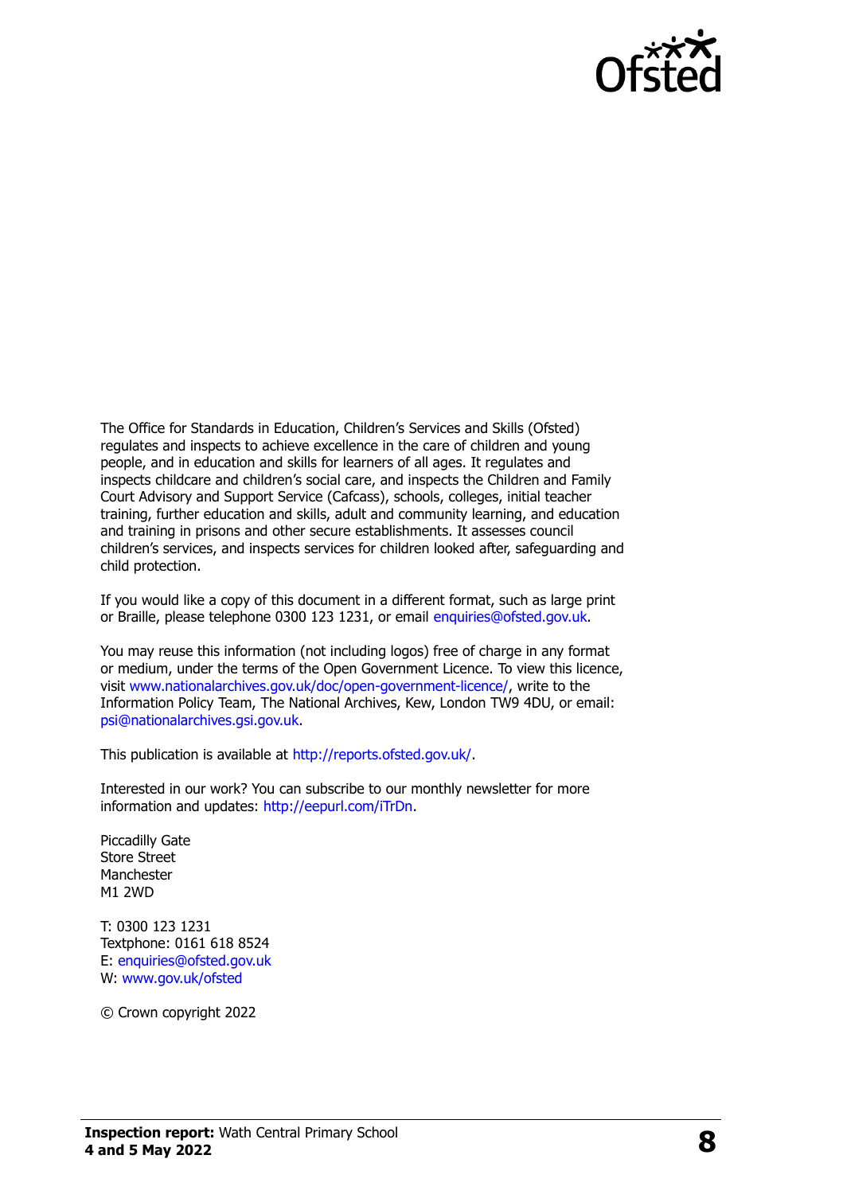The Office for Standards in Education, Children's Services and Skills (Ofsted) regulates and inspects to achieve excellence in the care of children and young people, and in education and skills for learners of all ages. It regulates and inspects childcare and children's social care, and inspects the Children and Family Court Advisory and Support Service (Cafcass), schools, colleges, initial teacher training, further education and skills, adult and community learning, and education and training in prisons and other secure establishments. It assesses council children's services, and inspects services for children looked after, safeguarding and child protection.

If you would like a copy of this document in a different format, such as large print or Braille, please telephone 0300 123 1231, or email enquiries@ofsted.gov.uk.

You may reuse this information (not including logos) free of charge in any format or medium, under the terms of the Open Government Licence. To view this licence, visit www.nationalarchives.gov.uk/doc/open-government-licence/, write to the Information Policy Team, The National Archives, Kew, London TW9 4DU, or email: psi@nationalarchives.gsi.gov.uk.

This publication is available at http://reports.ofsted.gov.uk/.

Interested in our work? You can subscribe to our monthly newsletter for more information and updates: http://eepurl.com/iTrDn.

Piccadilly Gate  
Store Street  
Manchester  
M1 2WD

T: 0300 123 1231  
Textphone: 0161 618 8524  
E: enquiries@ofsted.gov.uk  
W: www.gov.uk/ofsted

© Crown copyright 2022